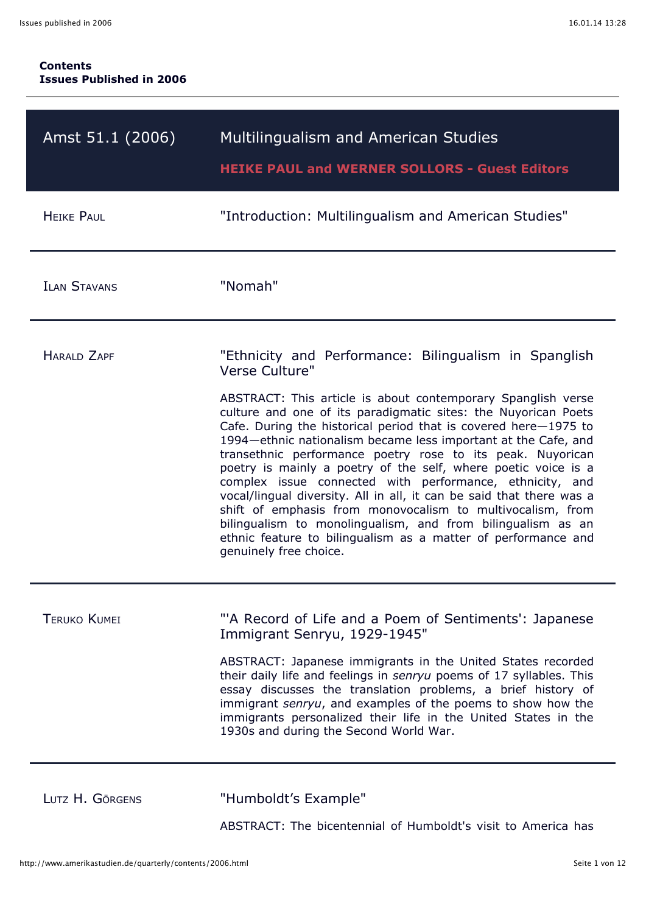**Contents**
**Issues Published in 2006**

## Amst 51.1 (2006) — Multilingualism and American Studies

**HEIKE PAUL and WERNER SOLLORS - Guest Editors**

Heike Paul — "Introduction: Multilingualism and American Studies"

---

Ilan Stavans — "Nomah"

---

Harald Zapf — "Ethnicity and Performance: Bilingualism in Spanglish Verse Culture"

ABSTRACT: This article is about contemporary Spanglish verse culture and one of its paradigmatic sites: the Nuyorican Poets Cafe. During the historical period that is covered here—1975 to 1994—ethnic nationalism became less important at the Cafe, and transethnic performance poetry rose to its peak. Nuyorican poetry is mainly a poetry of the self, where poetic voice is a complex issue connected with performance, ethnicity, and vocal/lingual diversity. All in all, it can be said that there was a shift of emphasis from monovocalism to multivocalism, from bilingualism to monolingualism, and from bilingualism as an ethnic feature to bilingualism as a matter of performance and genuinely free choice.

---

Teruko Kumei — "'A Record of Life and a Poem of Sentiments': Japanese Immigrant Senryu, 1929-1945"

ABSTRACT: Japanese immigrants in the United States recorded their daily life and feelings in *senryu* poems of 17 syllables. This essay discusses the translation problems, a brief history of immigrant *senryu*, and examples of the poems to show how the immigrants personalized their life in the United States in the 1930s and during the Second World War.

---

Lutz H. Görgens — "Humboldt's Example"

ABSTRACT: The bicentennial of Humboldt's visit to America has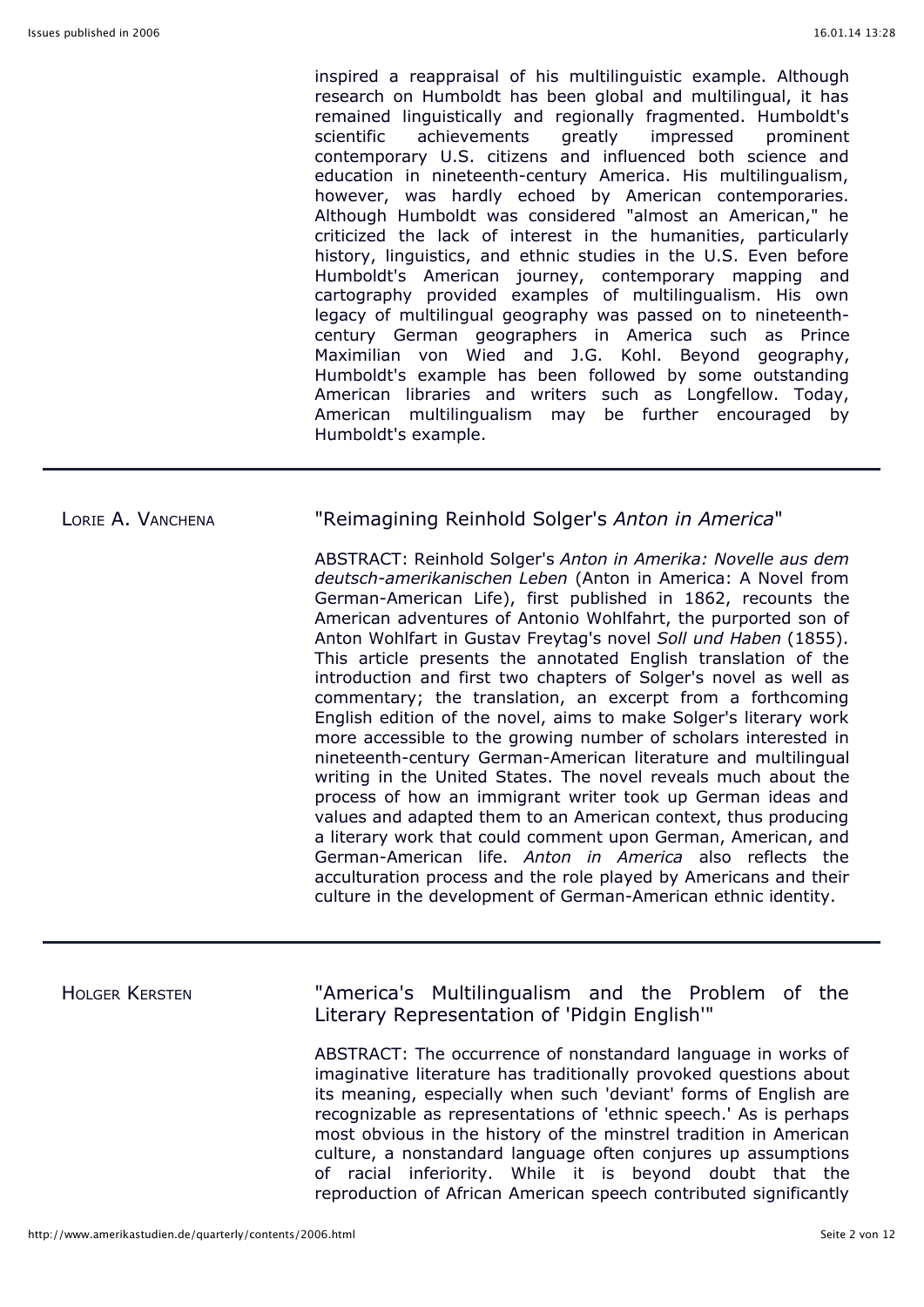inspired a reappraisal of his multilinguistic example. Although research on Humboldt has been global and multilingual, it has remained linguistically and regionally fragmented. Humboldt's scientific achievements greatly impressed prominent contemporary U.S. citizens and influenced both science and education in nineteenth-century America. His multilingualism, however, was hardly echoed by American contemporaries. Although Humboldt was considered "almost an American," he criticized the lack of interest in the humanities, particularly history, linguistics, and ethnic studies in the U.S. Even before Humboldt's American journey, contemporary mapping and cartography provided examples of multilingualism. His own legacy of multilingual geography was passed on to nineteenth-century German geographers in America such as Prince Maximilian von Wied and J.G. Kohl. Beyond geography, Humboldt's example has been followed by some outstanding American libraries and writers such as Longfellow. Today, American multilingualism may be further encouraged by Humboldt's example.

---

LORIE A. VANCHENA

## "Reimagining Reinhold Solger's *Anton in America*"

ABSTRACT: Reinhold Solger's *Anton in Amerika: Novelle aus dem deutsch-amerikanischen Leben* (Anton in America: A Novel from German-American Life), first published in 1862, recounts the American adventures of Antonio Wohlfahrt, the purported son of Anton Wohlfart in Gustav Freytag's novel *Soll und Haben* (1855). This article presents the annotated English translation of the introduction and first two chapters of Solger's novel as well as commentary; the translation, an excerpt from a forthcoming English edition of the novel, aims to make Solger's literary work more accessible to the growing number of scholars interested in nineteenth-century German-American literature and multilingual writing in the United States. The novel reveals much about the process of how an immigrant writer took up German ideas and values and adapted them to an American context, thus producing a literary work that could comment upon German, American, and German-American life. *Anton in America* also reflects the acculturation process and the role played by Americans and their culture in the development of German-American ethnic identity.

---

HOLGER KERSTEN

## "America's Multilingualism and the Problem of the Literary Representation of 'Pidgin English'"

ABSTRACT: The occurrence of nonstandard language in works of imaginative literature has traditionally provoked questions about its meaning, especially when such 'deviant' forms of English are recognizable as representations of 'ethnic speech.' As is perhaps most obvious in the history of the minstrel tradition in American culture, a nonstandard language often conjures up assumptions of racial inferiority. While it is beyond doubt that the reproduction of African American speech contributed significantly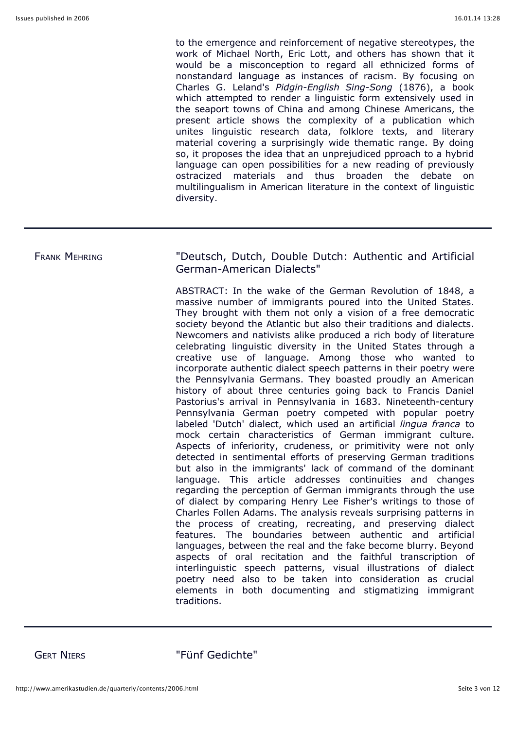to the emergence and reinforcement of negative stereotypes, the work of Michael North, Eric Lott, and others has shown that it would be a misconception to regard all ethnicized forms of nonstandard language as instances of racism. By focusing on Charles G. Leland's *Pidgin-English Sing-Song* (1876), a book which attempted to render a linguistic form extensively used in the seaport towns of China and among Chinese Americans, the present article shows the complexity of a publication which unites linguistic research data, folklore texts, and literary material covering a surprisingly wide thematic range. By doing so, it proposes the idea that an unprejudiced pproach to a hybrid language can open possibilities for a new reading of previously ostracized materials and thus broaden the debate on multilingualism in American literature in the context of linguistic diversity.

---

FRANK MEHRING

## "Deutsch, Dutch, Double Dutch: Authentic and Artificial German-American Dialects"

ABSTRACT: In the wake of the German Revolution of 1848, a massive number of immigrants poured into the United States. They brought with them not only a vision of a free democratic society beyond the Atlantic but also their traditions and dialects. Newcomers and nativists alike produced a rich body of literature celebrating linguistic diversity in the United States through a creative use of language. Among those who wanted to incorporate authentic dialect speech patterns in their poetry were the Pennsylvania Germans. They boasted proudly an American history of about three centuries going back to Francis Daniel Pastorius's arrival in Pennsylvania in 1683. Nineteenth-century Pennsylvania German poetry competed with popular poetry labeled 'Dutch' dialect, which used an artificial *lingua franca* to mock certain characteristics of German immigrant culture. Aspects of inferiority, crudeness, or primitivity were not only detected in sentimental efforts of preserving German traditions but also in the immigrants' lack of command of the dominant language. This article addresses continuities and changes regarding the perception of German immigrants through the use of dialect by comparing Henry Lee Fisher's writings to those of Charles Follen Adams. The analysis reveals surprising patterns in the process of creating, recreating, and preserving dialect features. The boundaries between authentic and artificial languages, between the real and the fake become blurry. Beyond aspects of oral recitation and the faithful transcription of interlinguistic speech patterns, visual illustrations of dialect poetry need also to be taken into consideration as crucial elements in both documenting and stigmatizing immigrant traditions.

---

GERT NIERS

## "Fünf Gedichte"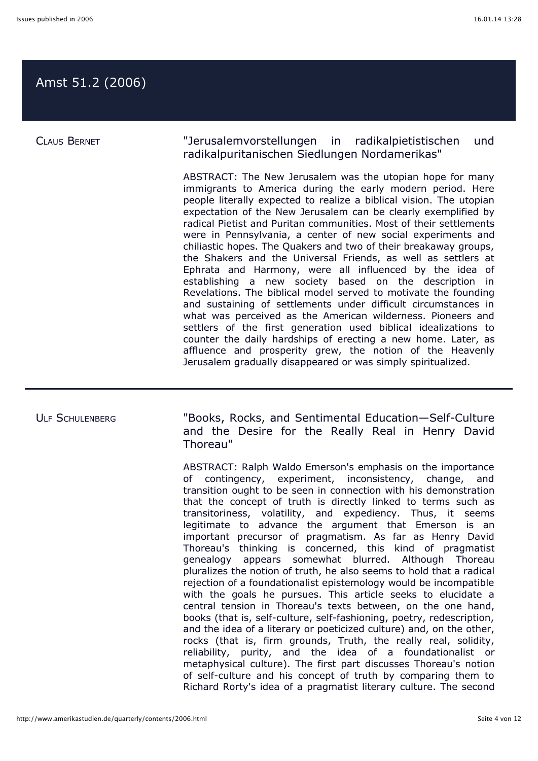## Amst 51.2 (2006)

Claus Bernet

"Jerusalemvorstellungen in radikalpietistischen und radikalpuritanischen Siedlungen Nordamerikas"

ABSTRACT: The New Jerusalem was the utopian hope for many immigrants to America during the early modern period. Here people literally expected to realize a biblical vision. The utopian expectation of the New Jerusalem can be clearly exemplified by radical Pietist and Puritan communities. Most of their settlements were in Pennsylvania, a center of new social experiments and chiliastic hopes. The Quakers and two of their breakaway groups, the Shakers and the Universal Friends, as well as settlers at Ephrata and Harmony, were all influenced by the idea of establishing a new society based on the description in Revelations. The biblical model served to motivate the founding and sustaining of settlements under difficult circumstances in what was perceived as the American wilderness. Pioneers and settlers of the first generation used biblical idealizations to counter the daily hardships of erecting a new home. Later, as affluence and prosperity grew, the notion of the Heavenly Jerusalem gradually disappeared or was simply spiritualized.

---

Ulf Schulenberg

"Books, Rocks, and Sentimental Education—Self-Culture and the Desire for the Really Real in Henry David Thoreau"

ABSTRACT: Ralph Waldo Emerson's emphasis on the importance of contingency, experiment, inconsistency, change, and transition ought to be seen in connection with his demonstration that the concept of truth is directly linked to terms such as transitoriness, volatility, and expediency. Thus, it seems legitimate to advance the argument that Emerson is an important precursor of pragmatism. As far as Henry David Thoreau's thinking is concerned, this kind of pragmatist genealogy appears somewhat blurred. Although Thoreau pluralizes the notion of truth, he also seems to hold that a radical rejection of a foundationalist epistemology would be incompatible with the goals he pursues. This article seeks to elucidate a central tension in Thoreau's texts between, on the one hand, books (that is, self-culture, self-fashioning, poetry, redescription, and the idea of a literary or poeticized culture) and, on the other, rocks (that is, firm grounds, Truth, the really real, solidity, reliability, purity, and the idea of a foundationalist or metaphysical culture). The first part discusses Thoreau's notion of self-culture and his concept of truth by comparing them to Richard Rorty's idea of a pragmatist literary culture. The second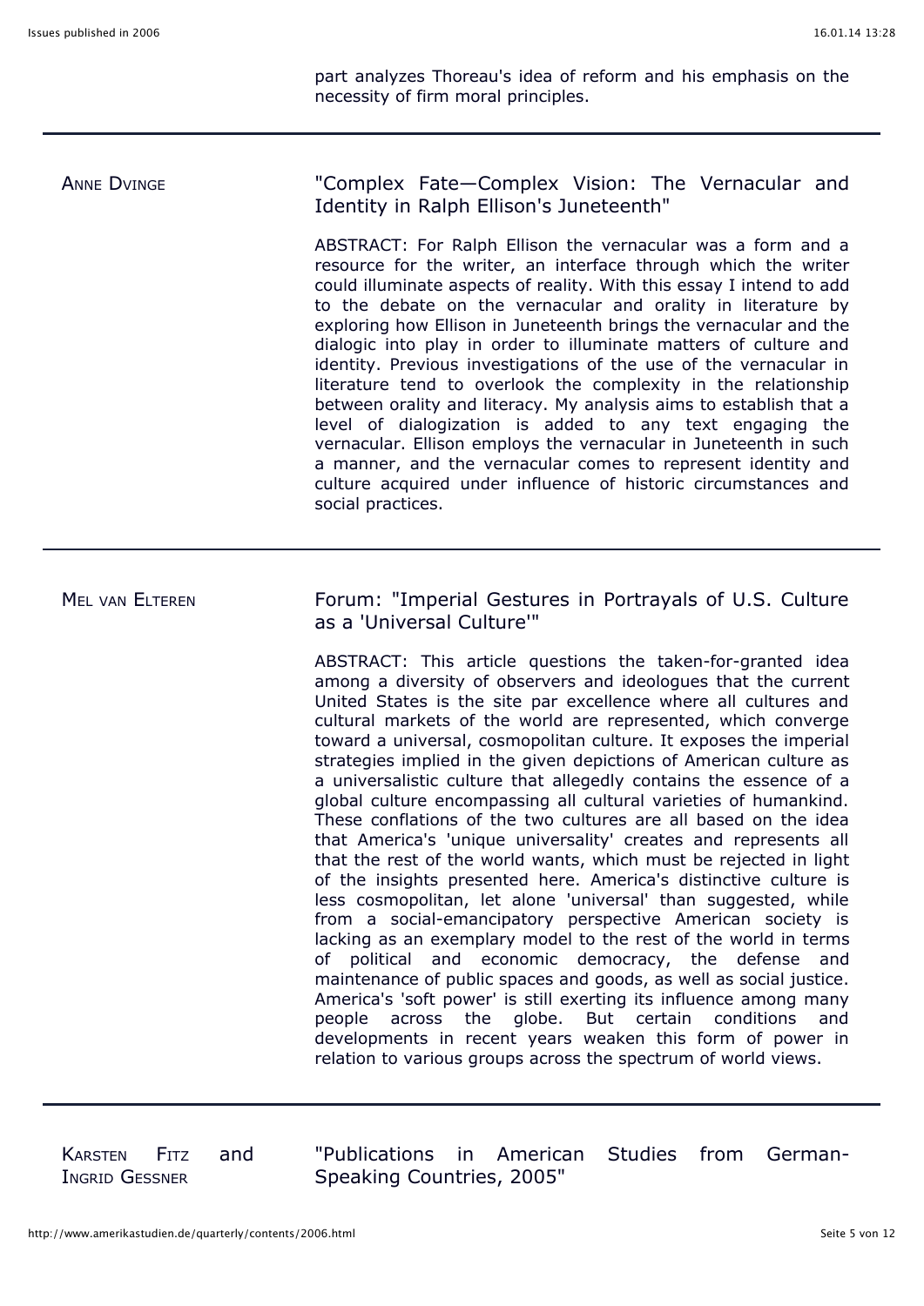part analyzes Thoreau's idea of reform and his emphasis on the necessity of firm moral principles.

---

ANNE DVINGE

"Complex Fate—Complex Vision: The Vernacular and Identity in Ralph Ellison's Juneteenth"

ABSTRACT: For Ralph Ellison the vernacular was a form and a resource for the writer, an interface through which the writer could illuminate aspects of reality. With this essay I intend to add to the debate on the vernacular and orality in literature by exploring how Ellison in Juneteenth brings the vernacular and the dialogic into play in order to illuminate matters of culture and identity. Previous investigations of the use of the vernacular in literature tend to overlook the complexity in the relationship between orality and literacy. My analysis aims to establish that a level of dialogization is added to any text engaging the vernacular. Ellison employs the vernacular in Juneteenth in such a manner, and the vernacular comes to represent identity and culture acquired under influence of historic circumstances and social practices.

---

MEL VAN ELTEREN

Forum: "Imperial Gestures in Portrayals of U.S. Culture as a 'Universal Culture'"

ABSTRACT: This article questions the taken-for-granted idea among a diversity of observers and ideologues that the current United States is the site par excellence where all cultures and cultural markets of the world are represented, which converge toward a universal, cosmopolitan culture. It exposes the imperial strategies implied in the given depictions of American culture as a universalistic culture that allegedly contains the essence of a global culture encompassing all cultural varieties of humankind. These conflations of the two cultures are all based on the idea that America's 'unique universality' creates and represents all that the rest of the world wants, which must be rejected in light of the insights presented here. America's distinctive culture is less cosmopolitan, let alone 'universal' than suggested, while from a social-emancipatory perspective American society is lacking as an exemplary model to the rest of the world in terms of political and economic democracy, the defense and maintenance of public spaces and goods, as well as social justice. America's 'soft power' is still exerting its influence among many people across the globe. But certain conditions and developments in recent years weaken this form of power in relation to various groups across the spectrum of world views.

---

KARSTEN FITZ and INGRID GESSNER

"Publications in American Studies from German-Speaking Countries, 2005"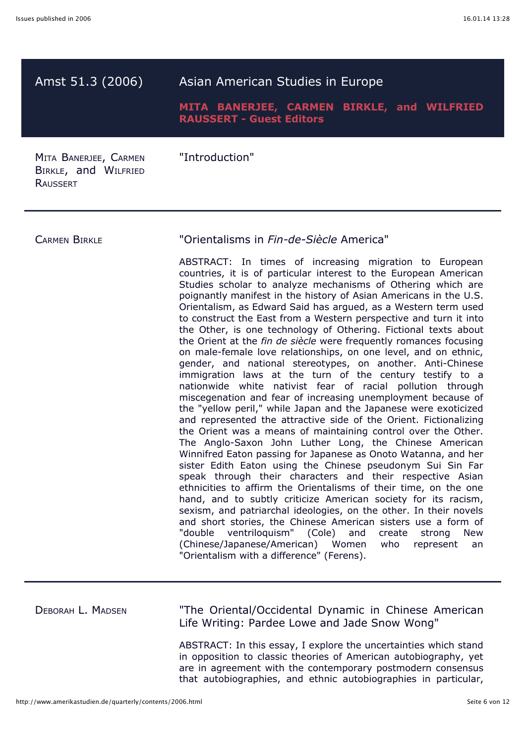## Amst 51.3 (2006) — Asian American Studies in Europe

**MITA BANERJEE, CARMEN BIRKLE, and WILFRIED RAUSSERT - Guest Editors**

---

MITA BANERJEE, CARMEN BIRKLE, and WILFRIED RAUSSERT

"Introduction"

---

CARMEN BIRKLE

"Orientalisms in *Fin-de-Siècle* America"

ABSTRACT: In times of increasing migration to European countries, it is of particular interest to the European American Studies scholar to analyze mechanisms of Othering which are poignantly manifest in the history of Asian Americans in the U.S. Orientalism, as Edward Said has argued, as a Western term used to construct the East from a Western perspective and turn it into the Other, is one technology of Othering. Fictional texts about the Orient at the *fin de siècle* were frequently romances focusing on male-female love relationships, on one level, and on ethnic, gender, and national stereotypes, on another. Anti-Chinese immigration laws at the turn of the century testify to a nationwide white nativist fear of racial pollution through miscegenation and fear of increasing unemployment because of the "yellow peril," while Japan and the Japanese were exoticized and represented the attractive side of the Orient. Fictionalizing the Orient was a means of maintaining control over the Other. The Anglo-Saxon John Luther Long, the Chinese American Winnifred Eaton passing for Japanese as Onoto Watanna, and her sister Edith Eaton using the Chinese pseudonym Sui Sin Far speak through their characters and their respective Asian ethnicities to affirm the Orientalisms of their time, on the one hand, and to subtly criticize American society for its racism, sexism, and patriarchal ideologies, on the other. In their novels and short stories, the Chinese American sisters use a form of "double ventriloquism" (Cole) and create strong New (Chinese/Japanese/American) Women who represent an "Orientalism with a difference" (Ferens).

---

DEBORAH L. MADSEN

"The Oriental/Occidental Dynamic in Chinese American Life Writing: Pardee Lowe and Jade Snow Wong"

ABSTRACT: In this essay, I explore the uncertainties which stand in opposition to classic theories of American autobiography, yet are in agreement with the contemporary postmodern consensus that autobiographies, and ethnic autobiographies in particular,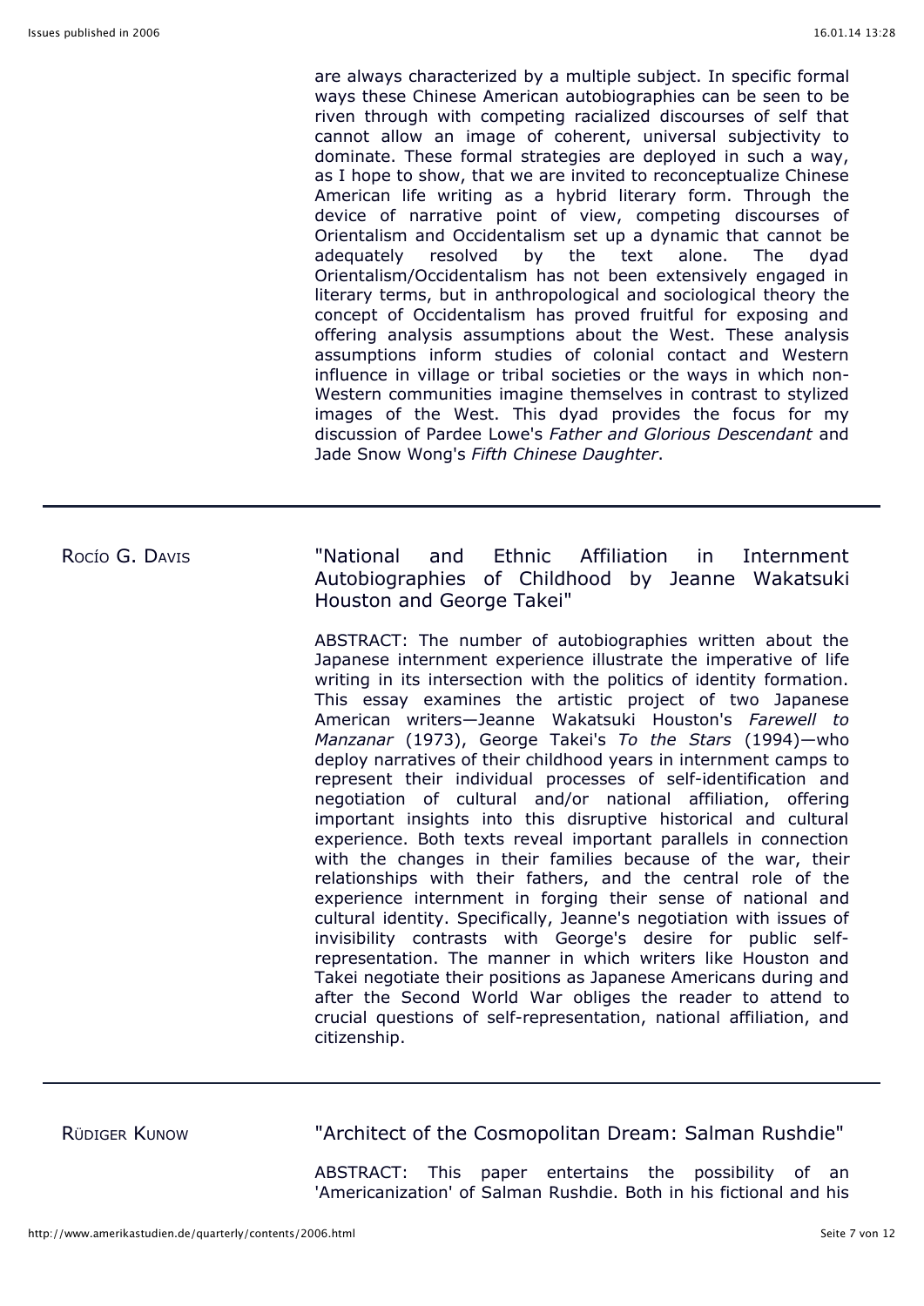are always characterized by a multiple subject. In specific formal ways these Chinese American autobiographies can be seen to be riven through with competing racialized discourses of self that cannot allow an image of coherent, universal subjectivity to dominate. These formal strategies are deployed in such a way, as I hope to show, that we are invited to reconceptualize Chinese American life writing as a hybrid literary form. Through the device of narrative point of view, competing discourses of Orientalism and Occidentalism set up a dynamic that cannot be adequately resolved by the text alone. The dyad Orientalism/Occidentalism has not been extensively engaged in literary terms, but in anthropological and sociological theory the concept of Occidentalism has proved fruitful for exposing and offering analysis assumptions about the West. These analysis assumptions inform studies of colonial contact and Western influence in village or tribal societies or the ways in which non-Western communities imagine themselves in contrast to stylized images of the West. This dyad provides the focus for my discussion of Pardee Lowe's *Father and Glorious Descendant* and Jade Snow Wong's *Fifth Chinese Daughter*.

---

ROCÍO G. DAVIS

"National and Ethnic Affiliation in Internment Autobiographies of Childhood by Jeanne Wakatsuki Houston and George Takei"

ABSTRACT: The number of autobiographies written about the Japanese internment experience illustrate the imperative of life writing in its intersection with the politics of identity formation. This essay examines the artistic project of two Japanese American writers—Jeanne Wakatsuki Houston's *Farewell to Manzanar* (1973), George Takei's *To the Stars* (1994)—who deploy narratives of their childhood years in internment camps to represent their individual processes of self-identification and negotiation of cultural and/or national affiliation, offering important insights into this disruptive historical and cultural experience. Both texts reveal important parallels in connection with the changes in their families because of the war, their relationships with their fathers, and the central role of the experience internment in forging their sense of national and cultural identity. Specifically, Jeanne's negotiation with issues of invisibility contrasts with George's desire for public self-representation. The manner in which writers like Houston and Takei negotiate their positions as Japanese Americans during and after the Second World War obliges the reader to attend to crucial questions of self-representation, national affiliation, and citizenship.

---

RÜDIGER KUNOW

"Architect of the Cosmopolitan Dream: Salman Rushdie"

ABSTRACT: This paper entertains the possibility of an 'Americanization' of Salman Rushdie. Both in his fictional and his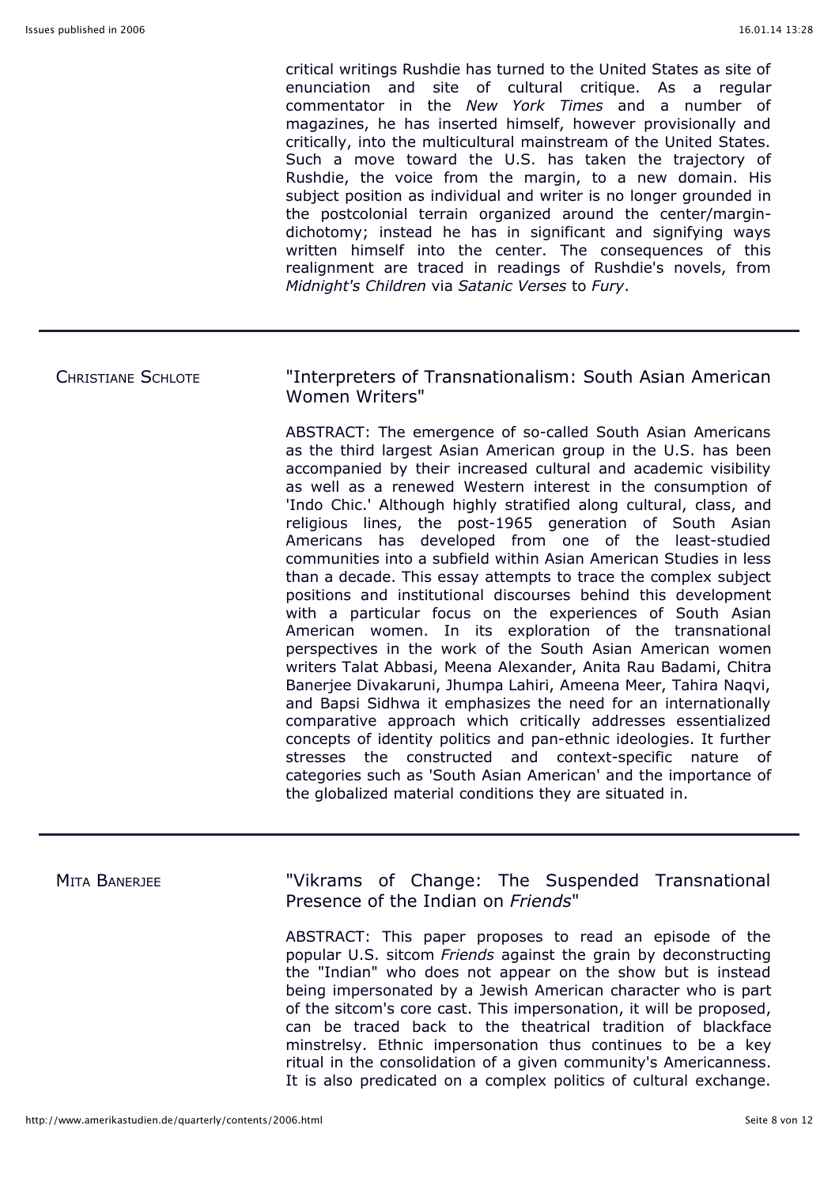critical writings Rushdie has turned to the United States as site of enunciation and site of cultural critique. As a regular commentator in the *New York Times* and a number of magazines, he has inserted himself, however provisionally and critically, into the multicultural mainstream of the United States. Such a move toward the U.S. has taken the trajectory of Rushdie, the voice from the margin, to a new domain. His subject position as individual and writer is no longer grounded in the postcolonial terrain organized around the center/margin-dichotomy; instead he has in significant and signifying ways written himself into the center. The consequences of this realignment are traced in readings of Rushdie's novels, from *Midnight's Children* via *Satanic Verses* to *Fury*.

---

CHRISTIANE SCHLOTE

## "Interpreters of Transnationalism: South Asian American Women Writers"

ABSTRACT: The emergence of so-called South Asian Americans as the third largest Asian American group in the U.S. has been accompanied by their increased cultural and academic visibility as well as a renewed Western interest in the consumption of 'Indo Chic.' Although highly stratified along cultural, class, and religious lines, the post-1965 generation of South Asian Americans has developed from one of the least-studied communities into a subfield within Asian American Studies in less than a decade. This essay attempts to trace the complex subject positions and institutional discourses behind this development with a particular focus on the experiences of South Asian American women. In its exploration of the transnational perspectives in the work of the South Asian American women writers Talat Abbasi, Meena Alexander, Anita Rau Badami, Chitra Banerjee Divakaruni, Jhumpa Lahiri, Ameena Meer, Tahira Naqvi, and Bapsi Sidhwa it emphasizes the need for an internationally comparative approach which critically addresses essentialized concepts of identity politics and pan-ethnic ideologies. It further stresses the constructed and context-specific nature of categories such as 'South Asian American' and the importance of the globalized material conditions they are situated in.

---

MITA BANERJEE

## "Vikrams of Change: The Suspended Transnational Presence of the Indian on *Friends*"

ABSTRACT: This paper proposes to read an episode of the popular U.S. sitcom *Friends* against the grain by deconstructing the "Indian" who does not appear on the show but is instead being impersonated by a Jewish American character who is part of the sitcom's core cast. This impersonation, it will be proposed, can be traced back to the theatrical tradition of blackface minstrelsy. Ethnic impersonation thus continues to be a key ritual in the consolidation of a given community's Americanness. It is also predicated on a complex politics of cultural exchange.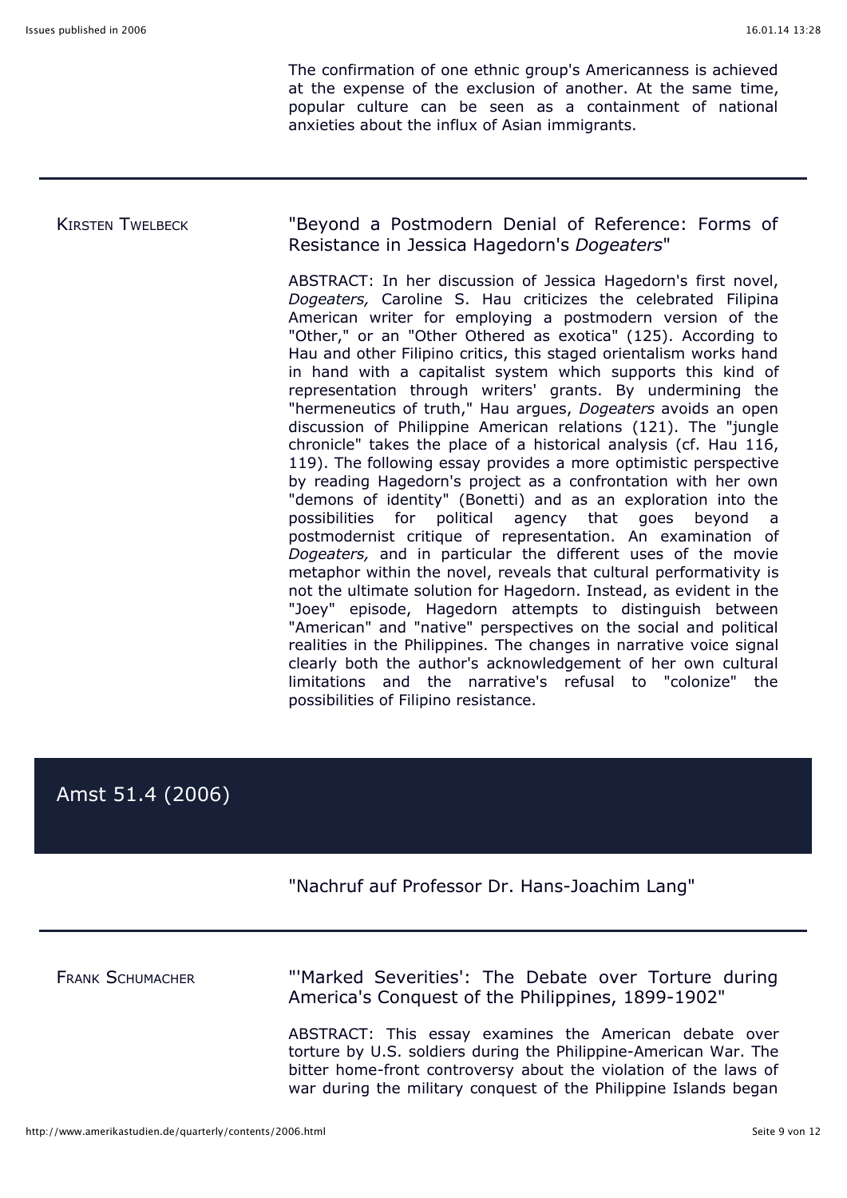The confirmation of one ethnic group's Americanness is achieved at the expense of the exclusion of another. At the same time, popular culture can be seen as a containment of national anxieties about the influx of Asian immigrants.

---

KIRSTEN TWELBECK

### "Beyond a Postmodern Denial of Reference: Forms of Resistance in Jessica Hagedorn's *Dogeaters*"

ABSTRACT: In her discussion of Jessica Hagedorn's first novel, *Dogeaters,* Caroline S. Hau criticizes the celebrated Filipina American writer for employing a postmodern version of the "Other," or an "Other Othered as exotica" (125). According to Hau and other Filipino critics, this staged orientalism works hand in hand with a capitalist system which supports this kind of representation through writers' grants. By undermining the "hermeneutics of truth," Hau argues, *Dogeaters* avoids an open discussion of Philippine American relations (121). The "jungle chronicle" takes the place of a historical analysis (cf. Hau 116, 119). The following essay provides a more optimistic perspective by reading Hagedorn's project as a confrontation with her own "demons of identity" (Bonetti) and as an exploration into the possibilities for political agency that goes beyond a postmodernist critique of representation. An examination of *Dogeaters,* and in particular the different uses of the movie metaphor within the novel, reveals that cultural performativity is not the ultimate solution for Hagedorn. Instead, as evident in the "Joey" episode, Hagedorn attempts to distinguish between "American" and "native" perspectives on the social and political realities in the Philippines. The changes in narrative voice signal clearly both the author's acknowledgement of her own cultural limitations and the narrative's refusal to "colonize" the possibilities of Filipino resistance.

## Amst 51.4 (2006)

### "Nachruf auf Professor Dr. Hans-Joachim Lang"

---

FRANK SCHUMACHER

### "'Marked Severities': The Debate over Torture during America's Conquest of the Philippines, 1899-1902"

ABSTRACT: This essay examines the American debate over torture by U.S. soldiers during the Philippine-American War. The bitter home-front controversy about the violation of the laws of war during the military conquest of the Philippine Islands began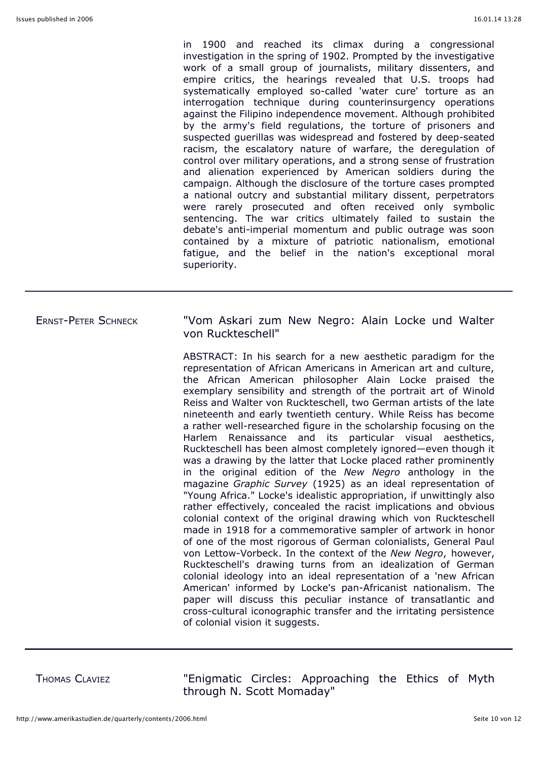in 1900 and reached its climax during a congressional investigation in the spring of 1902. Prompted by the investigative work of a small group of journalists, military dissenters, and empire critics, the hearings revealed that U.S. troops had systematically employed so-called 'water cure' torture as an interrogation technique during counterinsurgency operations against the Filipino independence movement. Although prohibited by the army's field regulations, the torture of prisoners and suspected guerillas was widespread and fostered by deep-seated racism, the escalatory nature of warfare, the deregulation of control over military operations, and a strong sense of frustration and alienation experienced by American soldiers during the campaign. Although the disclosure of the torture cases prompted a national outcry and substantial military dissent, perpetrators were rarely prosecuted and often received only symbolic sentencing. The war critics ultimately failed to sustain the debate's anti-imperial momentum and public outrage was soon contained by a mixture of patriotic nationalism, emotional fatigue, and the belief in the nation's exceptional moral superiority.

---

ERNST-PETER SCHNECK

## "Vom Askari zum New Negro: Alain Locke und Walter von Ruckteschell"

ABSTRACT: In his search for a new aesthetic paradigm for the representation of African Americans in American art and culture, the African American philosopher Alain Locke praised the exemplary sensibility and strength of the portrait art of Winold Reiss and Walter von Ruckteschell, two German artists of the late nineteenth and early twentieth century. While Reiss has become a rather well-researched figure in the scholarship focusing on the Harlem Renaissance and its particular visual aesthetics, Ruckteschell has been almost completely ignored—even though it was a drawing by the latter that Locke placed rather prominently in the original edition of the *New Negro* anthology in the magazine *Graphic Survey* (1925) as an ideal representation of "Young Africa." Locke's idealistic appropriation, if unwittingly also rather effectively, concealed the racist implications and obvious colonial context of the original drawing which von Ruckteschell made in 1918 for a commemorative sampler of artwork in honor of one of the most rigorous of German colonialists, General Paul von Lettow-Vorbeck. In the context of the *New Negro*, however, Ruckteschell's drawing turns from an idealization of German colonial ideology into an ideal representation of a 'new African American' informed by Locke's pan-Africanist nationalism. The paper will discuss this peculiar instance of transatlantic and cross-cultural iconographic transfer and the irritating persistence of colonial vision it suggests.

---

THOMAS CLAVIEZ

## "Enigmatic Circles: Approaching the Ethics of Myth through N. Scott Momaday"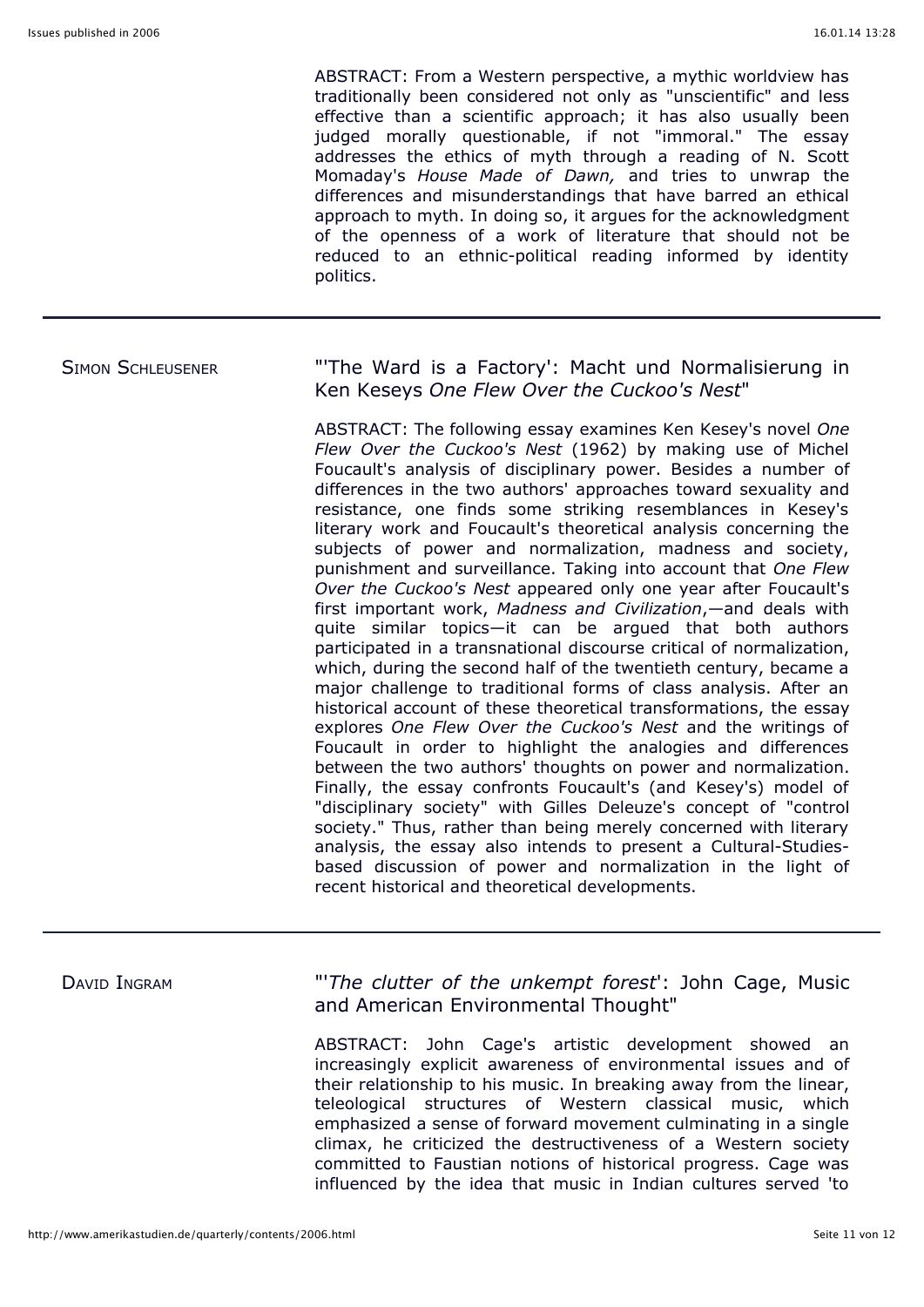ABSTRACT: From a Western perspective, a mythic worldview has traditionally been considered not only as "unscientific" and less effective than a scientific approach; it has also usually been judged morally questionable, if not "immoral." The essay addresses the ethics of myth through a reading of N. Scott Momaday's *House Made of Dawn,* and tries to unwrap the differences and misunderstandings that have barred an ethical approach to myth. In doing so, it argues for the acknowledgment of the openness of a work of literature that should not be reduced to an ethnic-political reading informed by identity politics.

---

SIMON SCHLEUSENER

"'The Ward is a Factory': Macht und Normalisierung in Ken Keseys *One Flew Over the Cuckoo's Nest*"

ABSTRACT: The following essay examines Ken Kesey's novel *One Flew Over the Cuckoo's Nest* (1962) by making use of Michel Foucault's analysis of disciplinary power. Besides a number of differences in the two authors' approaches toward sexuality and resistance, one finds some striking resemblances in Kesey's literary work and Foucault's theoretical analysis concerning the subjects of power and normalization, madness and society, punishment and surveillance. Taking into account that *One Flew Over the Cuckoo's Nest* appeared only one year after Foucault's first important work, *Madness and Civilization*,—and deals with quite similar topics—it can be argued that both authors participated in a transnational discourse critical of normalization, which, during the second half of the twentieth century, became a major challenge to traditional forms of class analysis. After an historical account of these theoretical transformations, the essay explores *One Flew Over the Cuckoo's Nest* and the writings of Foucault in order to highlight the analogies and differences between the two authors' thoughts on power and normalization. Finally, the essay confronts Foucault's (and Kesey's) model of "disciplinary society" with Gilles Deleuze's concept of "control society." Thus, rather than being merely concerned with literary analysis, the essay also intends to present a Cultural-Studies-based discussion of power and normalization in the light of recent historical and theoretical developments.

---

DAVID INGRAM

"'*The clutter of the unkempt forest*': John Cage, Music and American Environmental Thought"

ABSTRACT: John Cage's artistic development showed an increasingly explicit awareness of environmental issues and of their relationship to his music. In breaking away from the linear, teleological structures of Western classical music, which emphasized a sense of forward movement culminating in a single climax, he criticized the destructiveness of a Western society committed to Faustian notions of historical progress. Cage was influenced by the idea that music in Indian cultures served 'to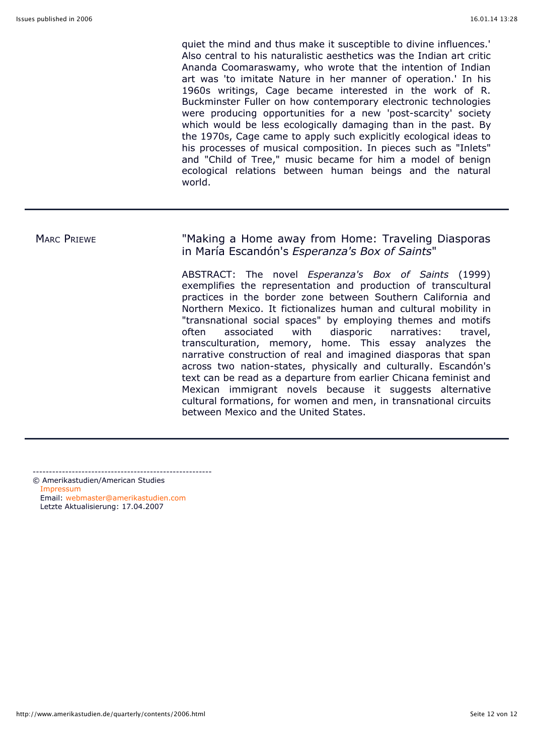quiet the mind and thus make it susceptible to divine influences.' Also central to his naturalistic aesthetics was the Indian art critic Ananda Coomaraswamy, who wrote that the intention of Indian art was 'to imitate Nature in her manner of operation.' In his 1960s writings, Cage became interested in the work of R. Buckminster Fuller on how contemporary electronic technologies were producing opportunities for a new 'post-scarcity' society which would be less ecologically damaging than in the past. By the 1970s, Cage came to apply such explicitly ecological ideas to his processes of musical composition. In pieces such as "Inlets" and "Child of Tree," music became for him a model of benign ecological relations between human beings and the natural world.

---

MARC PRIEWE

"Making a Home away from Home: Traveling Diasporas in María Escandón's *Esperanza's Box of Saints*"

ABSTRACT: The novel *Esperanza's Box of Saints* (1999) exemplifies the representation and production of transcultural practices in the border zone between Southern California and Northern Mexico. It fictionalizes human and cultural mobility in "transnational social spaces" by employing themes and motifs often associated with diasporic narratives: travel, transculturation, memory, home. This essay analyzes the narrative construction of real and imagined diasporas that span across two nation-states, physically and culturally. Escandón's text can be read as a departure from earlier Chicana feminist and Mexican immigrant novels because it suggests alternative cultural formations, for women and men, in transnational circuits between Mexico and the United States.

---

© Amerikastudien/American Studies
Impressum
Email: webmaster@amerikastudien.com
Letzte Aktualisierung: 17.04.2007